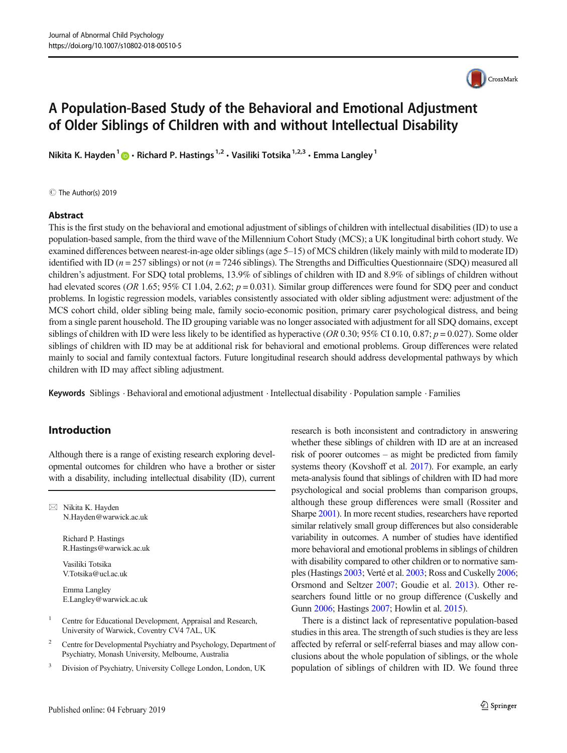# A Population-Based Study of the Behavioral and Emotional Adjustment of Older Siblings of Children with and without Intellectual Disability

**Nikita K. Hayden**[1] **· Richard P. Hastings**[1,2] **· Vasiliki Totsika**[1,2,3] **· Emma Langley**[1]

© The Author(s) 2019

## Abstract

This is the first study on the behavioral and emotional adjustment of siblings of children with intellectual disabilities (ID) to use a population-based sample, from the third wave of the Millennium Cohort Study (MCS); a UK longitudinal birth cohort study. We examined differences between nearest-in-age older siblings (age 5–15) of MCS children (likely mainly with mild to moderate ID) identified with ID ($n = 257$ siblings) or not ($n = 7246$ siblings). The Strengths and Difficulties Questionnaire (SDQ) measured all children's adjustment. For SDQ total problems, 13.9% of siblings of children with ID and 8.9% of siblings of children without had elevated scores (*OR* 1.65; 95% CI 1.04, 2.62; $p = 0.031$). Similar group differences were found for SDQ peer and conduct problems. In logistic regression models, variables consistently associated with older sibling adjustment were: adjustment of the MCS cohort child, older sibling being male, family socio-economic position, primary carer psychological distress, and being from a single parent household. The ID grouping variable was no longer associated with adjustment for all SDQ domains, except siblings of children with ID were less likely to be identified as hyperactive (*OR* 0.30; 95% CI 0.10, 0.87; $p = 0.027$). Some older siblings of children with ID may be at additional risk for behavioral and emotional problems. Group differences were related mainly to social and family contextual factors. Future longitudinal research should address developmental pathways by which children with ID may affect sibling adjustment.

**Keywords** Siblings · Behavioral and emotional adjustment · Intellectual disability · Population sample · Families

## Introduction

Although there is a range of existing research exploring developmental outcomes for children who have a brother or sister with a disability, including intellectual disability (ID), current research is both inconsistent and contradictory in answering whether these siblings of children with ID are at an increased risk of poorer outcomes – as might be predicted from family systems theory (Kovshoff et al. 2017). For example, an early meta-analysis found that siblings of children with ID had more psychological and social problems than comparison groups, although these group differences were small (Rossiter and Sharpe 2001). In more recent studies, researchers have reported similar relatively small group differences but also considerable variability in outcomes. A number of studies have identified more behavioral and emotional problems in siblings of children with disability compared to other children or to normative samples (Hastings 2003; Verté et al. 2003; Ross and Cuskelly 2006; Orsmond and Seltzer 2007; Goudie et al. 2013). Other researchers found little or no group difference (Cuskelly and Gunn 2006; Hastings 2007; Howlin et al. 2015).

There is a distinct lack of representative population-based studies in this area. The strength of such studies is they are less affected by referral or self-referral biases and may allow conclusions about the whole population of siblings, or the whole population of siblings of children with ID. We found three

---

✉ Nikita K. Hayden
N.Hayden@warwick.ac.uk

Richard P. Hastings
R.Hastings@warwick.ac.uk

Vasiliki Totsika
V.Totsika@ucl.ac.uk

Emma Langley
E.Langley@warwick.ac.uk

[1] Centre for Educational Development, Appraisal and Research, University of Warwick, Coventry CV4 7AL, UK

[2] Centre for Developmental Psychiatry and Psychology, Department of Psychiatry, Monash University, Melbourne, Australia

[3] Division of Psychiatry, University College London, London, UK

Published online: 04 February 2019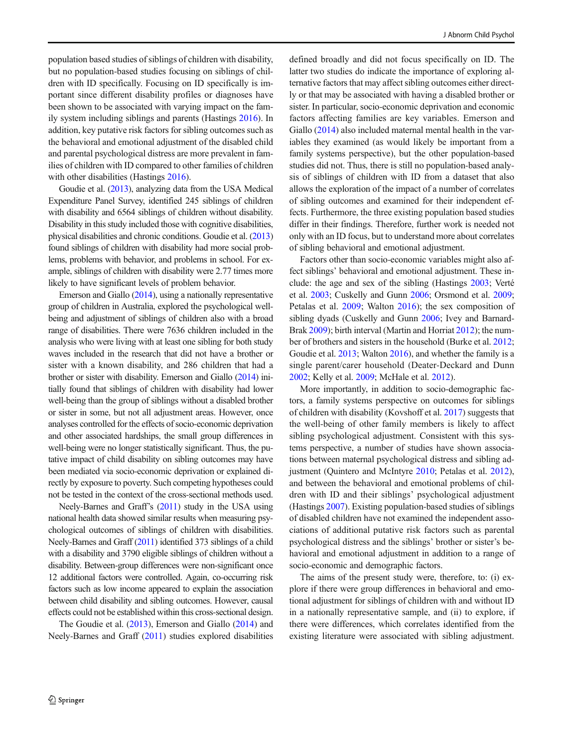population based studies of siblings of children with disability, but no population-based studies focusing on siblings of children with ID specifically. Focusing on ID specifically is important since different disability profiles or diagnoses have been shown to be associated with varying impact on the family system including siblings and parents (Hastings 2016). In addition, key putative risk factors for sibling outcomes such as the behavioral and emotional adjustment of the disabled child and parental psychological distress are more prevalent in families of children with ID compared to other families of children with other disabilities (Hastings 2016).

Goudie et al. (2013), analyzing data from the USA Medical Expenditure Panel Survey, identified 245 siblings of children with disability and 6564 siblings of children without disability. Disability in this study included those with cognitive disabilities, physical disabilities and chronic conditions. Goudie et al. (2013) found siblings of children with disability had more social problems, problems with behavior, and problems in school. For example, siblings of children with disability were 2.77 times more likely to have significant levels of problem behavior.

Emerson and Giallo (2014), using a nationally representative group of children in Australia, explored the psychological well-being and adjustment of siblings of children also with a broad range of disabilities. There were 7636 children included in the analysis who were living with at least one sibling for both study waves included in the research that did not have a brother or sister with a known disability, and 286 children that had a brother or sister with disability. Emerson and Giallo (2014) initially found that siblings of children with disability had lower well-being than the group of siblings without a disabled brother or sister in some, but not all adjustment areas. However, once analyses controlled for the effects of socio-economic deprivation and other associated hardships, the small group differences in well-being were no longer statistically significant. Thus, the putative impact of child disability on sibling outcomes may have been mediated via socio-economic deprivation or explained directly by exposure to poverty. Such competing hypotheses could not be tested in the context of the cross-sectional methods used.

Neely-Barnes and Graff's (2011) study in the USA using national health data showed similar results when measuring psychological outcomes of siblings of children with disabilities. Neely-Barnes and Graff (2011) identified 373 siblings of a child with a disability and 3790 eligible siblings of children without a disability. Between-group differences were non-significant once 12 additional factors were controlled. Again, co-occurring risk factors such as low income appeared to explain the association between child disability and sibling outcomes. However, causal effects could not be established within this cross-sectional design.

The Goudie et al. (2013), Emerson and Giallo (2014) and Neely-Barnes and Graff (2011) studies explored disabilities defined broadly and did not focus specifically on ID. The latter two studies do indicate the importance of exploring alternative factors that may affect sibling outcomes either directly or that may be associated with having a disabled brother or sister. In particular, socio-economic deprivation and economic factors affecting families are key variables. Emerson and Giallo (2014) also included maternal mental health in the variables they examined (as would likely be important from a family systems perspective), but the other population-based studies did not. Thus, there is still no population-based analysis of siblings of children with ID from a dataset that also allows the exploration of the impact of a number of correlates of sibling outcomes and examined for their independent effects. Furthermore, the three existing population based studies differ in their findings. Therefore, further work is needed not only with an ID focus, but to understand more about correlates of sibling behavioral and emotional adjustment.

Factors other than socio-economic variables might also affect siblings' behavioral and emotional adjustment. These include: the age and sex of the sibling (Hastings 2003; Verté et al. 2003; Cuskelly and Gunn 2006; Orsmond et al. 2009; Petalas et al. 2009; Walton 2016); the sex composition of sibling dyads (Cuskelly and Gunn 2006; Ivey and Barnard-Brak 2009); birth interval (Martin and Horriat 2012); the number of brothers and sisters in the household (Burke et al. 2012; Goudie et al. 2013; Walton 2016), and whether the family is a single parent/carer household (Deater-Deckard and Dunn 2002; Kelly et al. 2009; McHale et al. 2012).

More importantly, in addition to socio-demographic factors, a family systems perspective on outcomes for siblings of children with disability (Kovshoff et al. 2017) suggests that the well-being of other family members is likely to affect sibling psychological adjustment. Consistent with this systems perspective, a number of studies have shown associations between maternal psychological distress and sibling adjustment (Quintero and McIntyre 2010; Petalas et al. 2012), and between the behavioral and emotional problems of children with ID and their siblings' psychological adjustment (Hastings 2007). Existing population-based studies of siblings of disabled children have not examined the independent associations of additional putative risk factors such as parental psychological distress and the siblings' brother or sister's behavioral and emotional adjustment in addition to a range of socio-economic and demographic factors.

The aims of the present study were, therefore, to: (i) explore if there were group differences in behavioral and emotional adjustment for siblings of children with and without ID in a nationally representative sample, and (ii) to explore, if there were differences, which correlates identified from the existing literature were associated with sibling adjustment.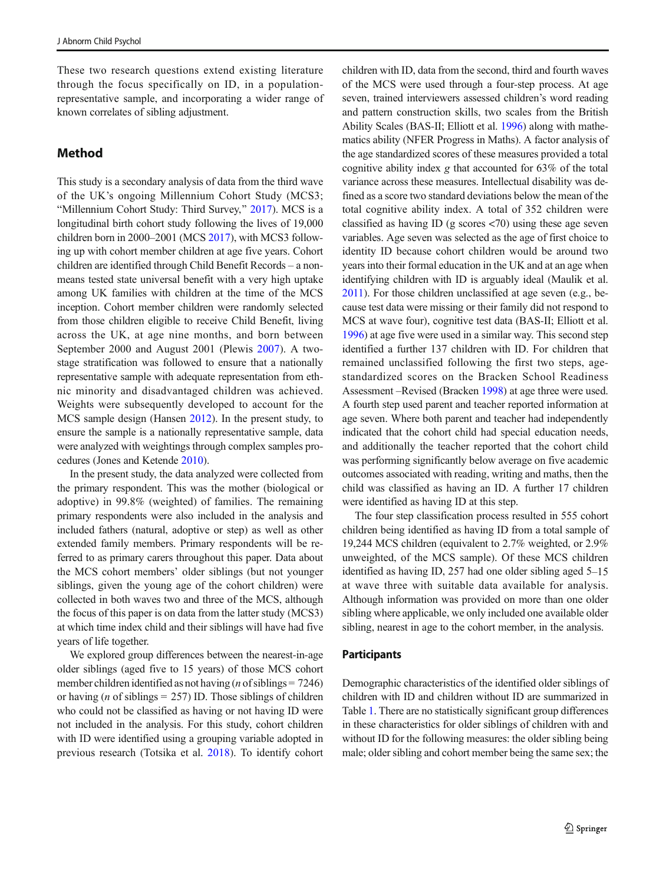These two research questions extend existing literature through the focus specifically on ID, in a population-representative sample, and incorporating a wider range of known correlates of sibling adjustment.

## Method

This study is a secondary analysis of data from the third wave of the UK's ongoing Millennium Cohort Study (MCS3; "Millennium Cohort Study: Third Survey," 2017). MCS is a longitudinal birth cohort study following the lives of 19,000 children born in 2000–2001 (MCS 2017), with MCS3 following up with cohort member children at age five years. Cohort children are identified through Child Benefit Records – a non-means tested state universal benefit with a very high uptake among UK families with children at the time of the MCS inception. Cohort member children were randomly selected from those children eligible to receive Child Benefit, living across the UK, at age nine months, and born between September 2000 and August 2001 (Plewis 2007). A two-stage stratification was followed to ensure that a nationally representative sample with adequate representation from ethnic minority and disadvantaged children was achieved. Weights were subsequently developed to account for the MCS sample design (Hansen 2012). In the present study, to ensure the sample is a nationally representative sample, data were analyzed with weightings through complex samples procedures (Jones and Ketende 2010).

In the present study, the data analyzed were collected from the primary respondent. This was the mother (biological or adoptive) in 99.8% (weighted) of families. The remaining primary respondents were also included in the analysis and included fathers (natural, adoptive or step) as well as other extended family members. Primary respondents will be referred to as primary carers throughout this paper. Data about the MCS cohort members' older siblings (but not younger siblings, given the young age of the cohort children) were collected in both waves two and three of the MCS, although the focus of this paper is on data from the latter study (MCS3) at which time index child and their siblings will have had five years of life together.

We explored group differences between the nearest-in-age older siblings (aged five to 15 years) of those MCS cohort member children identified as not having (*n* of siblings = 7246) or having (*n* of siblings = 257) ID. Those siblings of children who could not be classified as having or not having ID were not included in the analysis. For this study, cohort children with ID were identified using a grouping variable adopted in previous research (Totsika et al. 2018). To identify cohort children with ID, data from the second, third and fourth waves of the MCS were used through a four-step process. At age seven, trained interviewers assessed children's word reading and pattern construction skills, two scales from the British Ability Scales (BAS-II; Elliott et al. 1996) along with mathematics ability (NFER Progress in Maths). A factor analysis of the age standardized scores of these measures provided a total cognitive ability index *g* that accounted for 63% of the total variance across these measures. Intellectual disability was defined as a score two standard deviations below the mean of the total cognitive ability index. A total of 352 children were classified as having ID (g scores <70) using these age seven variables. Age seven was selected as the age of first choice to identity ID because cohort children would be around two years into their formal education in the UK and at an age when identifying children with ID is arguably ideal (Maulik et al. 2011). For those children unclassified at age seven (e.g., because test data were missing or their family did not respond to MCS at wave four), cognitive test data (BAS-II; Elliott et al. 1996) at age five were used in a similar way. This second step identified a further 137 children with ID. For children that remained unclassified following the first two steps, age-standardized scores on the Bracken School Readiness Assessment –Revised (Bracken 1998) at age three were used. A fourth step used parent and teacher reported information at age seven. Where both parent and teacher had independently indicated that the cohort child had special education needs, and additionally the teacher reported that the cohort child was performing significantly below average on five academic outcomes associated with reading, writing and maths, then the child was classified as having an ID. A further 17 children were identified as having ID at this step.

The four step classification process resulted in 555 cohort children being identified as having ID from a total sample of 19,244 MCS children (equivalent to 2.7% weighted, or 2.9% unweighted, of the MCS sample). Of these MCS children identified as having ID, 257 had one older sibling aged 5–15 at wave three with suitable data available for analysis. Although information was provided on more than one older sibling where applicable, we only included one available older sibling, nearest in age to the cohort member, in the analysis.

### Participants

Demographic characteristics of the identified older siblings of children with ID and children without ID are summarized in Table 1. There are no statistically significant group differences in these characteristics for older siblings of children with and without ID for the following measures: the older sibling being male; older sibling and cohort member being the same sex; the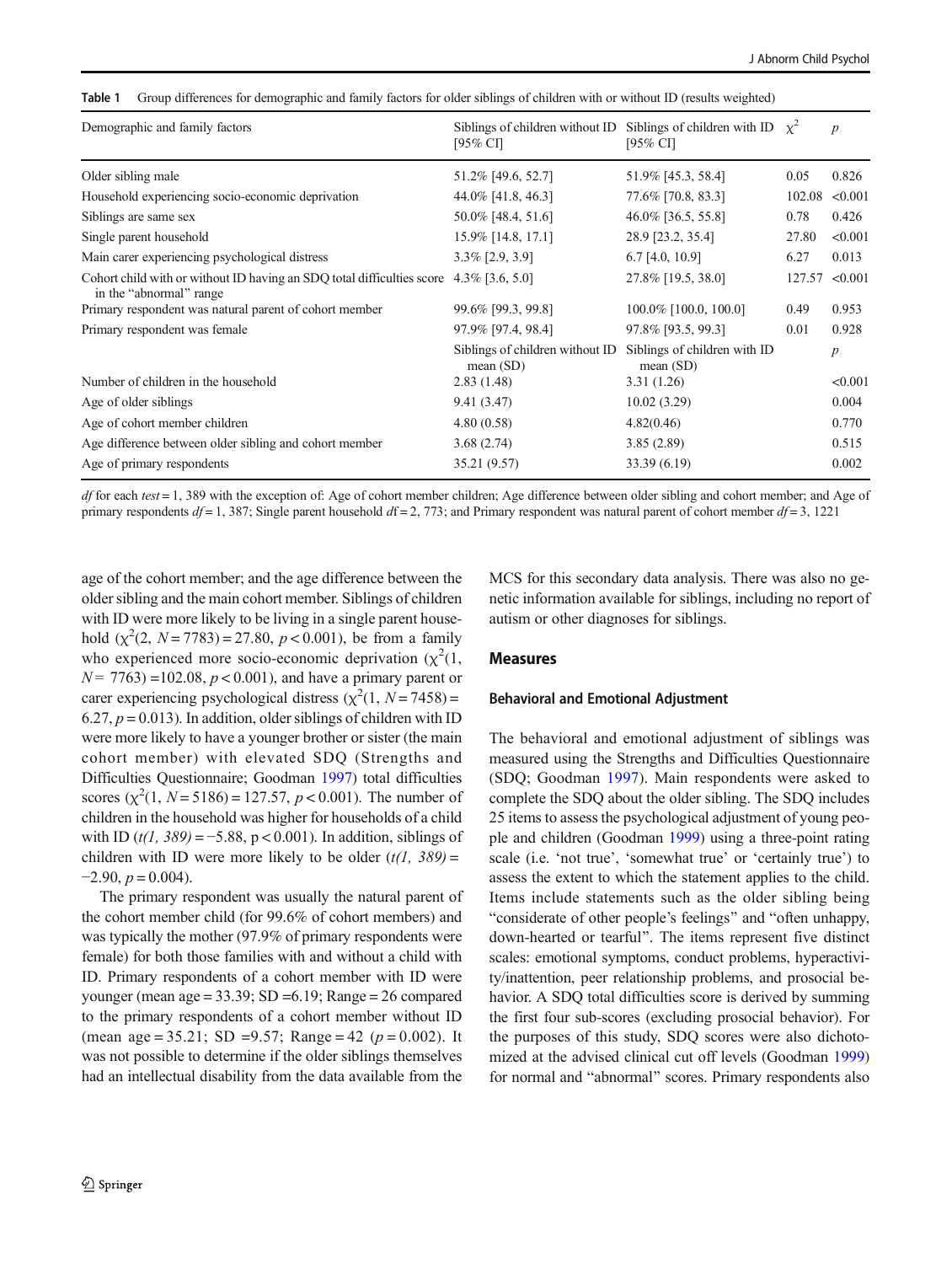**Table 1** Group differences for demographic and family factors for older siblings of children with or without ID (results weighted)

| Demographic and family factors | Siblings of children without ID [95% CI] | Siblings of children with ID [95% CI] | $\chi^2$ | *p* |
|---|---|---|---|---|
| Older sibling male | 51.2% [49.6, 52.7] | 51.9% [45.3, 58.4] | 0.05 | 0.826 |
| Household experiencing socio-economic deprivation | 44.0% [41.8, 46.3] | 77.6% [70.8, 83.3] | 102.08 | <0.001 |
| Siblings are same sex | 50.0% [48.4, 51.6] | 46.0% [36.5, 55.8] | 0.78 | 0.426 |
| Single parent household | 15.9% [14.8, 17.1] | 28.9 [23.2, 35.4] | 27.80 | <0.001 |
| Main carer experiencing psychological distress | 3.3% [2.9, 3.9] | 6.7 [4.0, 10.9] | 6.27 | 0.013 |
| Cohort child with or without ID having an SDQ total difficulties score in the "abnormal" range | 4.3% [3.6, 5.0] | 27.8% [19.5, 38.0] | 127.57 | <0.001 |
| Primary respondent was natural parent of cohort member | 99.6% [99.3, 99.8] | 100.0% [100.0, 100.0] | 0.49 | 0.953 |
| Primary respondent was female | 97.9% [97.4, 98.4] | 97.8% [93.5, 99.3] | 0.01 | 0.928 |
| | Siblings of children without ID mean (SD) | Siblings of children with ID mean (SD) | | *p* |
| Number of children in the household | 2.83 (1.48) | 3.31 (1.26) | | <0.001 |
| Age of older siblings | 9.41 (3.47) | 10.02 (3.29) | | 0.004 |
| Age of cohort member children | 4.80 (0.58) | 4.82(0.46) | | 0.770 |
| Age difference between older sibling and cohort member | 3.68 (2.74) | 3.85 (2.89) | | 0.515 |
| Age of primary respondents | 35.21 (9.57) | 33.39 (6.19) | | 0.002 |

*df* for each *test* = 1, 389 with the exception of: Age of cohort member children; Age difference between older sibling and cohort member; and Age of primary respondents *df* = 1, 387; Single parent household *df* = 2, 773; and Primary respondent was natural parent of cohort member *df* = 3, 1221

age of the cohort member; and the age difference between the older sibling and the main cohort member. Siblings of children with ID were more likely to be living in a single parent household ($\chi^2(2, N = 7783) = 27.80$, $p < 0.001$), be from a family who experienced more socio-economic deprivation ($\chi^2(1, N = 7763) = 102.08$, $p < 0.001$), and have a primary parent or carer experiencing psychological distress ($\chi^2(1, N = 7458) = 6.27$, $p = 0.013$). In addition, older siblings of children with ID were more likely to have a younger brother or sister (the main cohort member) with elevated SDQ (Strengths and Difficulties Questionnaire; Goodman 1997) total difficulties scores ($\chi^2(1, N = 5186) = 127.57$, $p < 0.001$). The number of children in the household was higher for households of a child with ID ($t(1, 389) = -5.88$, $p < 0.001$). In addition, siblings of children with ID were more likely to be older ($t(1, 389) = -2.90$, $p = 0.004$).

The primary respondent was usually the natural parent of the cohort member child (for 99.6% of cohort members) and was typically the mother (97.9% of primary respondents were female) for both those families with and without a child with ID. Primary respondents of a cohort member with ID were younger (mean age = 33.39; SD =6.19; Range = 26 compared to the primary respondents of a cohort member without ID (mean age = 35.21; SD =9.57; Range = 42 ($p = 0.002$). It was not possible to determine if the older siblings themselves had an intellectual disability from the data available from the MCS for this secondary data analysis. There was also no genetic information available for siblings, including no report of autism or other diagnoses for siblings.

## Measures

### Behavioral and Emotional Adjustment

The behavioral and emotional adjustment of siblings was measured using the Strengths and Difficulties Questionnaire (SDQ; Goodman 1997). Main respondents were asked to complete the SDQ about the older sibling. The SDQ includes 25 items to assess the psychological adjustment of young people and children (Goodman 1999) using a three-point rating scale (i.e. 'not true', 'somewhat true' or 'certainly true') to assess the extent to which the statement applies to the child. Items include statements such as the older sibling being "considerate of other people's feelings" and "often unhappy, down-hearted or tearful". The items represent five distinct scales: emotional symptoms, conduct problems, hyperactivity/inattention, peer relationship problems, and prosocial behavior. A SDQ total difficulties score is derived by summing the first four sub-scores (excluding prosocial behavior). For the purposes of this study, SDQ scores were also dichotomized at the advised clinical cut off levels (Goodman 1999) for normal and "abnormal" scores. Primary respondents also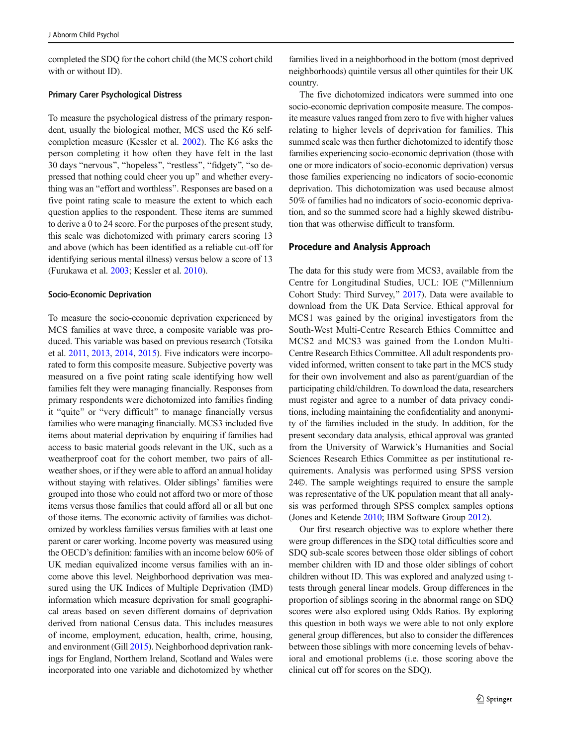completed the SDQ for the cohort child (the MCS cohort child with or without ID).

### Primary Carer Psychological Distress

To measure the psychological distress of the primary respondent, usually the biological mother, MCS used the K6 self-completion measure (Kessler et al. 2002). The K6 asks the person completing it how often they have felt in the last 30 days "nervous", "hopeless", "restless", "fidgety", "so depressed that nothing could cheer you up" and whether everything was an "effort and worthless". Responses are based on a five point rating scale to measure the extent to which each question applies to the respondent. These items are summed to derive a 0 to 24 score. For the purposes of the present study, this scale was dichotomized with primary carers scoring 13 and above (which has been identified as a reliable cut-off for identifying serious mental illness) versus below a score of 13 (Furukawa et al. 2003; Kessler et al. 2010).

### Socio-Economic Deprivation

To measure the socio-economic deprivation experienced by MCS families at wave three, a composite variable was produced. This variable was based on previous research (Totsika et al. 2011, 2013, 2014, 2015). Five indicators were incorporated to form this composite measure. Subjective poverty was measured on a five point rating scale identifying how well families felt they were managing financially. Responses from primary respondents were dichotomized into families finding it "quite" or "very difficult" to manage financially versus families who were managing financially. MCS3 included five items about material deprivation by enquiring if families had access to basic material goods relevant in the UK, such as a weatherproof coat for the cohort member, two pairs of all-weather shoes, or if they were able to afford an annual holiday without staying with relatives. Older siblings' families were grouped into those who could not afford two or more of those items versus those families that could afford all or all but one of those items. The economic activity of families was dichotomized by workless families versus families with at least one parent or carer working. Income poverty was measured using the OECD's definition: families with an income below 60% of UK median equivalized income versus families with an income above this level. Neighborhood deprivation was measured using the UK Indices of Multiple Deprivation (IMD) information which measure deprivation for small geographical areas based on seven different domains of deprivation derived from national Census data. This includes measures of income, employment, education, health, crime, housing, and environment (Gill 2015). Neighborhood deprivation rankings for England, Northern Ireland, Scotland and Wales were incorporated into one variable and dichotomized by whether families lived in a neighborhood in the bottom (most deprived neighborhoods) quintile versus all other quintiles for their UK country.

The five dichotomized indicators were summed into one socio-economic deprivation composite measure. The composite measure values ranged from zero to five with higher values relating to higher levels of deprivation for families. This summed scale was then further dichotomized to identify those families experiencing socio-economic deprivation (those with one or more indicators of socio-economic deprivation) versus those families experiencing no indicators of socio-economic deprivation. This dichotomization was used because almost 50% of families had no indicators of socio-economic deprivation, and so the summed score had a highly skewed distribution that was otherwise difficult to transform.

## Procedure and Analysis Approach

The data for this study were from MCS3, available from the Centre for Longitudinal Studies, UCL: IOE ("Millennium Cohort Study: Third Survey," 2017). Data were available to download from the UK Data Service. Ethical approval for MCS1 was gained by the original investigators from the South-West Multi-Centre Research Ethics Committee and MCS2 and MCS3 was gained from the London Multi-Centre Research Ethics Committee. All adult respondents provided informed, written consent to take part in the MCS study for their own involvement and also as parent/guardian of the participating child/children. To download the data, researchers must register and agree to a number of data privacy conditions, including maintaining the confidentiality and anonymity of the families included in the study. In addition, for the present secondary data analysis, ethical approval was granted from the University of Warwick's Humanities and Social Sciences Research Ethics Committee as per institutional requirements. Analysis was performed using SPSS version 24©. The sample weightings required to ensure the sample was representative of the UK population meant that all analysis was performed through SPSS complex samples options (Jones and Ketende 2010; IBM Software Group 2012).

Our first research objective was to explore whether there were group differences in the SDQ total difficulties score and SDQ sub-scale scores between those older siblings of cohort member children with ID and those older siblings of cohort children without ID. This was explored and analyzed using t-tests through general linear models. Group differences in the proportion of siblings scoring in the abnormal range on SDQ scores were also explored using Odds Ratios. By exploring this question in both ways we were able to not only explore general group differences, but also to consider the differences between those siblings with more concerning levels of behavioral and emotional problems (i.e. those scoring above the clinical cut off for scores on the SDQ).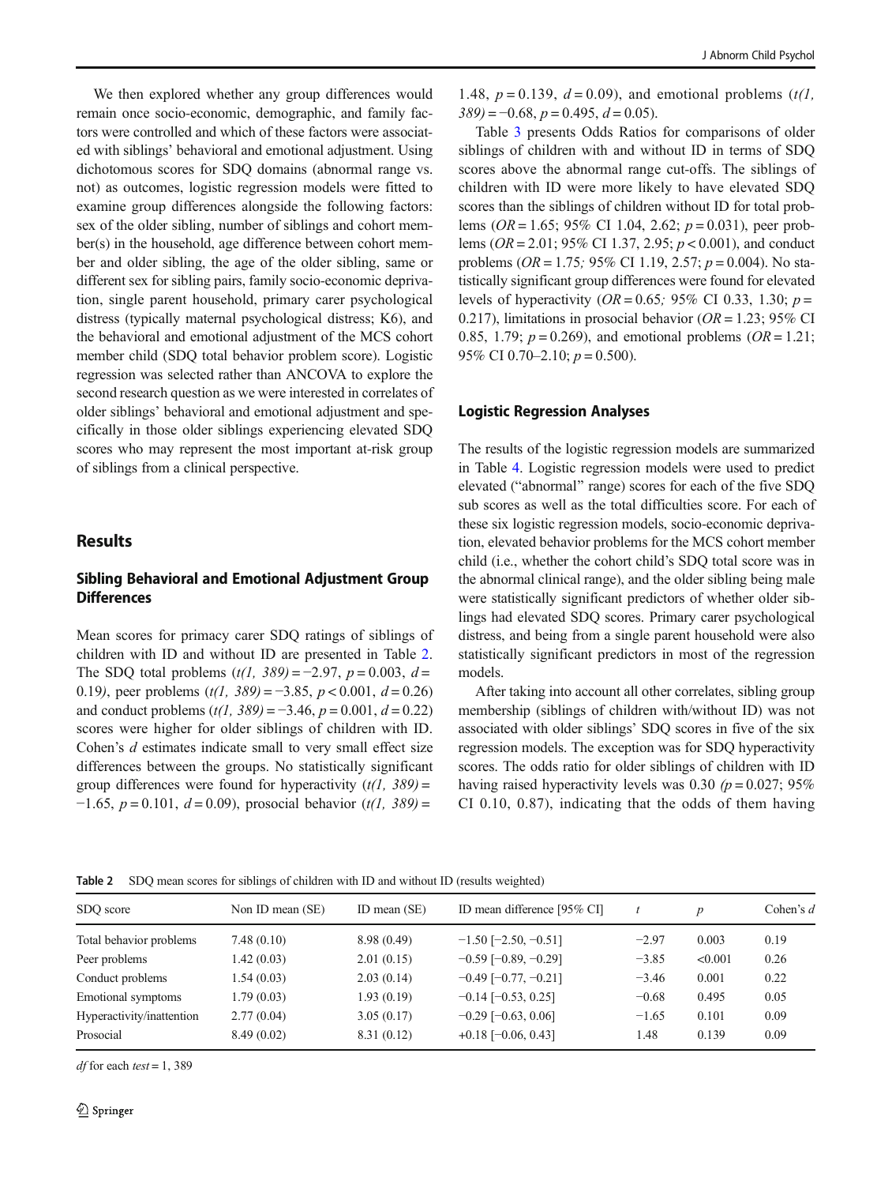We then explored whether any group differences would remain once socio-economic, demographic, and family factors were controlled and which of these factors were associated with siblings' behavioral and emotional adjustment. Using dichotomous scores for SDQ domains (abnormal range vs. not) as outcomes, logistic regression models were fitted to examine group differences alongside the following factors: sex of the older sibling, number of siblings and cohort member(s) in the household, age difference between cohort member and older sibling, the age of the older sibling, same or different sex for sibling pairs, family socio-economic deprivation, single parent household, primary carer psychological distress (typically maternal psychological distress; K6), and the behavioral and emotional adjustment of the MCS cohort member child (SDQ total behavior problem score). Logistic regression was selected rather than ANCOVA to explore the second research question as we were interested in correlates of older siblings' behavioral and emotional adjustment and specifically in those older siblings experiencing elevated SDQ scores who may represent the most important at-risk group of siblings from a clinical perspective.

## Results

### Sibling Behavioral and Emotional Adjustment Group Differences

Mean scores for primacy carer SDQ ratings of siblings of children with ID and without ID are presented in Table 2. The SDQ total problems ($t(1, 389) = -2.97$, $p = 0.003$, $d = 0.19$), peer problems ($t(1, 389) = -3.85$, $p < 0.001$, $d = 0.26$) and conduct problems ($t(1, 389) = -3.46$, $p = 0.001$, $d = 0.22$) scores were higher for older siblings of children with ID. Cohen's $d$ estimates indicate small to very small effect size differences between the groups. No statistically significant group differences were found for hyperactivity ($t(1, 389) = -1.65$, $p = 0.101$, $d = 0.09$), prosocial behavior ($t(1, 389) = 1.48$, $p = 0.139$, $d = 0.09$), and emotional problems ($t(1, 389) = -0.68$, $p = 0.495$, $d = 0.05$).

Table 3 presents Odds Ratios for comparisons of older siblings of children with and without ID in terms of SDQ scores above the abnormal range cut-offs. The siblings of children with ID were more likely to have elevated SDQ scores than the siblings of children without ID for total problems ($OR = 1.65$; 95% CI 1.04, 2.62; $p = 0.031$), peer problems ($OR = 2.01$; 95% CI 1.37, 2.95; $p < 0.001$), and conduct problems ($OR = 1.75$; 95% CI 1.19, 2.57; $p = 0.004$). No statistically significant group differences were found for elevated levels of hyperactivity ($OR = 0.65$; 95% CI 0.33, 1.30; $p = 0.217$), limitations in prosocial behavior ($OR = 1.23$; 95% CI 0.85, 1.79; $p = 0.269$), and emotional problems ($OR = 1.21$; 95% CI 0.70–2.10; $p = 0.500$).

### Logistic Regression Analyses

The results of the logistic regression models are summarized in Table 4. Logistic regression models were used to predict elevated ("abnormal" range) scores for each of the five SDQ sub scores as well as the total difficulties score. For each of these six logistic regression models, socio-economic deprivation, elevated behavior problems for the MCS cohort member child (i.e., whether the cohort child's SDQ total score was in the abnormal clinical range), and the older sibling being male were statistically significant predictors of whether older siblings had elevated SDQ scores. Primary carer psychological distress, and being from a single parent household were also statistically significant predictors in most of the regression models.

After taking into account all other correlates, sibling group membership (siblings of children with/without ID) was not associated with older siblings' SDQ scores in five of the six regression models. The exception was for SDQ hyperactivity scores. The odds ratio for older siblings of children with ID having raised hyperactivity levels was 0.30 ($p = 0.027$; 95% CI 0.10, 0.87), indicating that the odds of them having

**Table 2** SDQ mean scores for siblings of children with ID and without ID (results weighted)

| SDQ score | Non ID mean (SE) | ID mean (SE) | ID mean difference [95% CI] | $t$ | $p$ | Cohen's $d$ |
|---|---|---|---|---|---|---|
| Total behavior problems | 7.48 (0.10) | 8.98 (0.49) | −1.50 [−2.50, −0.51] | −2.97 | 0.003 | 0.19 |
| Peer problems | 1.42 (0.03) | 2.01 (0.15) | −0.59 [−0.89, −0.29] | −3.85 | <0.001 | 0.26 |
| Conduct problems | 1.54 (0.03) | 2.03 (0.14) | −0.49 [−0.77, −0.21] | −3.46 | 0.001 | 0.22 |
| Emotional symptoms | 1.79 (0.03) | 1.93 (0.19) | −0.14 [−0.53, 0.25] | −0.68 | 0.495 | 0.05 |
| Hyperactivity/inattention | 2.77 (0.04) | 3.05 (0.17) | −0.29 [−0.63, 0.06] | −1.65 | 0.101 | 0.09 |
| Prosocial | 8.49 (0.02) | 8.31 (0.12) | +0.18 [−0.06, 0.43] | 1.48 | 0.139 | 0.09 |

*df* for each *test* = 1, 389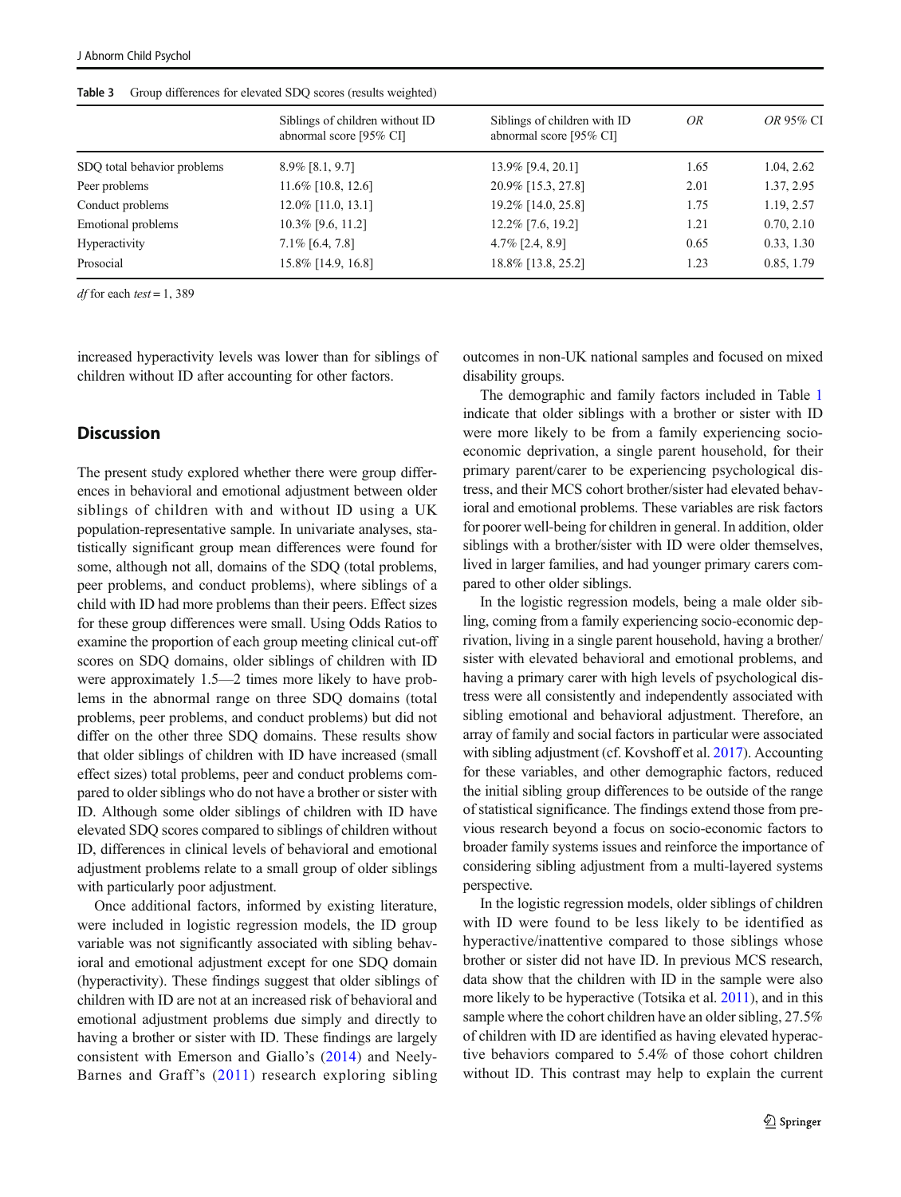Table 3 Group differences for elevated SDQ scores (results weighted)

| | Siblings of children without ID abnormal score [95% CI] | Siblings of children with ID abnormal score [95% CI] | *OR* | *OR* 95% CI |
|---|---|---|---|---|
| SDQ total behavior problems | 8.9% [8.1, 9.7] | 13.9% [9.4, 20.1] | 1.65 | 1.04, 2.62 |
| Peer problems | 11.6% [10.8, 12.6] | 20.9% [15.3, 27.8] | 2.01 | 1.37, 2.95 |
| Conduct problems | 12.0% [11.0, 13.1] | 19.2% [14.0, 25.8] | 1.75 | 1.19, 2.57 |
| Emotional problems | 10.3% [9.6, 11.2] | 12.2% [7.6, 19.2] | 1.21 | 0.70, 2.10 |
| Hyperactivity | 7.1% [6.4, 7.8] | 4.7% [2.4, 8.9] | 0.65 | 0.33, 1.30 |
| Prosocial | 15.8% [14.9, 16.8] | 18.8% [13.8, 25.2] | 1.23 | 0.85, 1.79 |

*df* for each *test* = 1, 389

increased hyperactivity levels was lower than for siblings of children without ID after accounting for other factors.

## Discussion

The present study explored whether there were group differences in behavioral and emotional adjustment between older siblings of children with and without ID using a UK population-representative sample. In univariate analyses, statistically significant group mean differences were found for some, although not all, domains of the SDQ (total problems, peer problems, and conduct problems), where siblings of a child with ID had more problems than their peers. Effect sizes for these group differences were small. Using Odds Ratios to examine the proportion of each group meeting clinical cut-off scores on SDQ domains, older siblings of children with ID were approximately 1.5—2 times more likely to have problems in the abnormal range on three SDQ domains (total problems, peer problems, and conduct problems) but did not differ on the other three SDQ domains. These results show that older siblings of children with ID have increased (small effect sizes) total problems, peer and conduct problems compared to older siblings who do not have a brother or sister with ID. Although some older siblings of children with ID have elevated SDQ scores compared to siblings of children without ID, differences in clinical levels of behavioral and emotional adjustment problems relate to a small group of older siblings with particularly poor adjustment.

Once additional factors, informed by existing literature, were included in logistic regression models, the ID group variable was not significantly associated with sibling behavioral and emotional adjustment except for one SDQ domain (hyperactivity). These findings suggest that older siblings of children with ID are not at an increased risk of behavioral and emotional adjustment problems due simply and directly to having a brother or sister with ID. These findings are largely consistent with Emerson and Giallo's (2014) and Neely-Barnes and Graff's (2011) research exploring sibling outcomes in non-UK national samples and focused on mixed disability groups.

The demographic and family factors included in Table 1 indicate that older siblings with a brother or sister with ID were more likely to be from a family experiencing socio-economic deprivation, a single parent household, for their primary parent/carer to be experiencing psychological distress, and their MCS cohort brother/sister had elevated behavioral and emotional problems. These variables are risk factors for poorer well-being for children in general. In addition, older siblings with a brother/sister with ID were older themselves, lived in larger families, and had younger primary carers compared to other older siblings.

In the logistic regression models, being a male older sibling, coming from a family experiencing socio-economic deprivation, living in a single parent household, having a brother/sister with elevated behavioral and emotional problems, and having a primary carer with high levels of psychological distress were all consistently and independently associated with sibling emotional and behavioral adjustment. Therefore, an array of family and social factors in particular were associated with sibling adjustment (cf. Kovshoff et al. 2017). Accounting for these variables, and other demographic factors, reduced the initial sibling group differences to be outside of the range of statistical significance. The findings extend those from previous research beyond a focus on socio-economic factors to broader family systems issues and reinforce the importance of considering sibling adjustment from a multi-layered systems perspective.

In the logistic regression models, older siblings of children with ID were found to be less likely to be identified as hyperactive/inattentive compared to those siblings whose brother or sister did not have ID. In previous MCS research, data show that the children with ID in the sample were also more likely to be hyperactive (Totsika et al. 2011), and in this sample where the cohort children have an older sibling, 27.5% of children with ID are identified as having elevated hyperactive behaviors compared to 5.4% of those cohort children without ID. This contrast may help to explain the current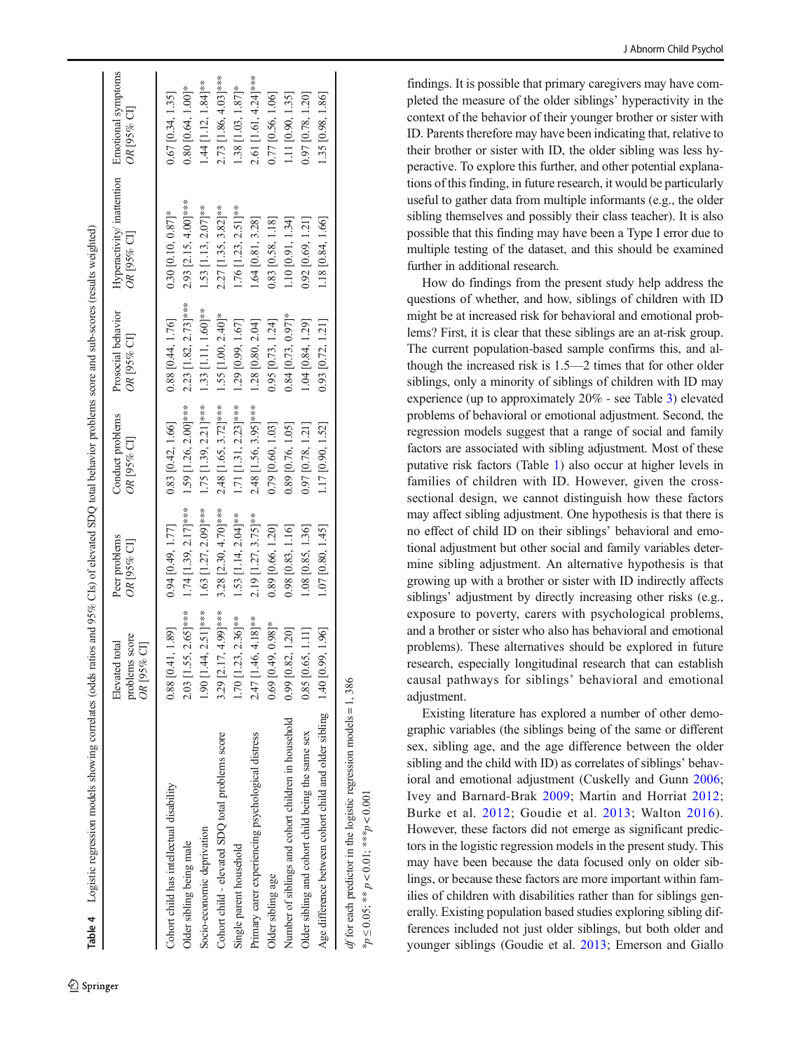Table 4 Logistic regression models showing correlates (odds ratios and 95% CIs) of elevated SDQ total behavior problems score and sub-scores (results weighted)

| | Elevated total problems score OR [95% CI] | Peer problems OR [95% CI] | Conduct problems OR [95% CI] | Prosocial behavior OR [95% CI] | Hyperactivity/ inattention OR [95% CI] | Emotional symptoms OR [95% CI] |
|---|---|---|---|---|---|---|
| Cohort child has intellectual disability | 0.88 [0.41, 1.89] | 0.94 [0.49, 1.77] | 0.83 [0.42, 1.66] | 0.88 [0.44, 1.76] | 0.30 [0.10, 0.87]* | 0.67 [0.34, 1.35] |
| Older sibling being male | 2.03 [1.55, 2.65]*** | 1.74 [1.39, 2.17]*** | 1.59 [1.26, 2.00]*** | 2.23 [1.82, 2.73]*** | 2.93 [2.15, 4.00]*** | 0.80 [0.64, 1.00]* |
| Socio-economic deprivation | 1.90 [1.44, 2.51]*** | 1.63 [1.27, 2.09]*** | 1.75 [1.39, 2.21]*** | 1.33 [1.11, 1.60]** | 1.53 [1.13, 2.07]** | 1.44 [1.12, 1.84]** |
| Cohort child - elevated SDQ total problems score | 3.29 [2.17, 4.99]*** | 3.28 [2.30, 4.70]*** | 2.48 [1.65, 3.72]*** | 1.55 [1.00, 2.40]* | 2.27 [1.35, 3.82]** | 2.73 [1.86, 4.03]*** |
| Single parent household | 1.70 [1.23, 2.36]** | 1.53 [1.14, 2.04]** | 1.71 [1.31, 2.23]*** | 1.29 [0.99, 1.67] | 1.76 [1.23, 2.51]** | 1.38 [1.03, 1.87]* |
| Primary carer experiencing psychological distress | 2.47 [1.46, 4.18]** | 2.19 [1.27, 3.75]** | 2.48 [1.56, 3.95]*** | 1.28 [0.80, 2.04] | 1.64 [0.81, 3.28] | 2.61 [1.61, 4.24]*** |
| Older sibling age | 0.69 [0.49, 0.98]* | 0.89 [0.66, 1.20] | 0.79 [0.60, 1.03] | 0.95 [0.73, 1.24] | 0.83 [0.58, 1.18] | 0.77 [0.56, 1.06] |
| Number of siblings and cohort children in household | 0.99 [0.82, 1.20] | 0.98 [0.83, 1.16] | 0.89 [0.76, 1.05] | 0.84 [0.73, 0.97]* | 1.10 [0.91, 1.34] | 1.11 [0.90, 1.35] |
| Older sibling and cohort child being the same sex | 0.85 [0.65, 1.11] | 1.08 [0.85, 1.36] | 0.97 [0.78, 1.21] | 1.04 [0.84, 1.29] | 0.92 [0.69, 1.21] | 0.97 [0.78, 1.20] |
| Age difference between cohort child and older sibling | 1.40 [0.99, 1.96] | 1.07 [0.80, 1.45] | 1.17 [0.90, 1.52] | 0.93 [0.72, 1.21] | 1.18 [0.84, 1.66] | 1.35 [0.98, 1.86] |

*df* for each predictor in the logistic regression models = 1, 386

$^{*}p \le 0.05$; $^{**}p < 0.01$; $^{***}p < 0.001$

findings. It is possible that primary caregivers may have completed the measure of the older siblings' hyperactivity in the context of the behavior of their younger brother or sister with ID. Parents therefore may have been indicating that, relative to their brother or sister with ID, the older sibling was less hyperactive. To explore this further, and other potential explanations of this finding, in future research, it would be particularly useful to gather data from multiple informants (e.g., the older sibling themselves and possibly their class teacher). It is also possible that this finding may have been a Type I error due to multiple testing of the dataset, and this should be examined further in additional research.

How do findings from the present study help address the questions of whether, and how, siblings of children with ID might be at increased risk for behavioral and emotional problems? First, it is clear that these siblings are an at-risk group. The current population-based sample confirms this, and although the increased risk is 1.5—2 times that for other older siblings, only a minority of siblings of children with ID may experience (up to approximately 20% - see Table 3) elevated problems of behavioral or emotional adjustment. Second, the regression models suggest that a range of social and family factors are associated with sibling adjustment. Most of these putative risk factors (Table 1) also occur at higher levels in families of children with ID. However, given the cross-sectional design, we cannot distinguish how these factors may affect sibling adjustment. One hypothesis is that there is no effect of child ID on their siblings' behavioral and emotional adjustment but other social and family variables determine sibling adjustment. An alternative hypothesis is that growing up with a brother or sister with ID indirectly affects siblings' adjustment by directly increasing other risks (e.g., exposure to poverty, carers with psychological problems, and a brother or sister who also has behavioral and emotional problems). These alternatives should be explored in future research, especially longitudinal research that can establish causal pathways for siblings' behavioral and emotional adjustment.

Existing literature has explored a number of other demographic variables (the siblings being of the same or different sex, sibling age, and the age difference between the older sibling and the child with ID) as correlates of siblings' behavioral and emotional adjustment (Cuskelly and Gunn 2006; Ivey and Barnard-Brak 2009; Martin and Horriat 2012; Burke et al. 2012; Goudie et al. 2013; Walton 2016). However, these factors did not emerge as significant predictors in the logistic regression models in the present study. This may have been because the data focused only on older siblings, or because these factors are more important within families of children with disabilities rather than for siblings generally. Existing population based studies exploring sibling differences included not just older siblings, but both older and younger siblings (Goudie et al. 2013; Emerson and Giallo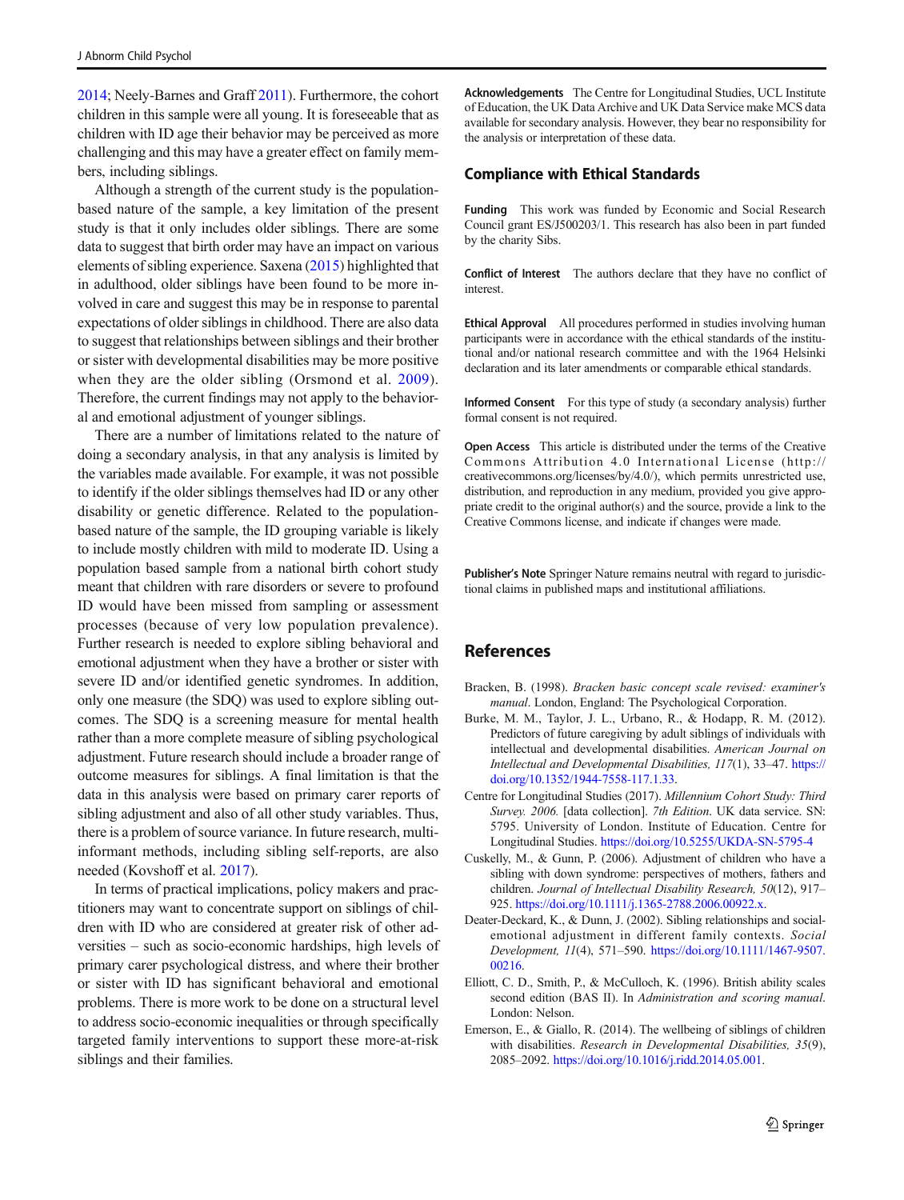2014; Neely-Barnes and Graff 2011). Furthermore, the cohort children in this sample were all young. It is foreseeable that as children with ID age their behavior may be perceived as more challenging and this may have a greater effect on family members, including siblings.

Although a strength of the current study is the population-based nature of the sample, a key limitation of the present study is that it only includes older siblings. There are some data to suggest that birth order may have an impact on various elements of sibling experience. Saxena (2015) highlighted that in adulthood, older siblings have been found to be more involved in care and suggest this may be in response to parental expectations of older siblings in childhood. There are also data to suggest that relationships between siblings and their brother or sister with developmental disabilities may be more positive when they are the older sibling (Orsmond et al. 2009). Therefore, the current findings may not apply to the behavioral and emotional adjustment of younger siblings.

There are a number of limitations related to the nature of doing a secondary analysis, in that any analysis is limited by the variables made available. For example, it was not possible to identify if the older siblings themselves had ID or any other disability or genetic difference. Related to the population-based nature of the sample, the ID grouping variable is likely to include mostly children with mild to moderate ID. Using a population based sample from a national birth cohort study meant that children with rare disorders or severe to profound ID would have been missed from sampling or assessment processes (because of very low population prevalence). Further research is needed to explore sibling behavioral and emotional adjustment when they have a brother or sister with severe ID and/or identified genetic syndromes. In addition, only one measure (the SDQ) was used to explore sibling outcomes. The SDQ is a screening measure for mental health rather than a more complete measure of sibling psychological adjustment. Future research should include a broader range of outcome measures for siblings. A final limitation is that the data in this analysis were based on primary carer reports of sibling adjustment and also of all other study variables. Thus, there is a problem of source variance. In future research, multi-informant methods, including sibling self-reports, are also needed (Kovshoff et al. 2017).

In terms of practical implications, policy makers and practitioners may want to concentrate support on siblings of children with ID who are considered at greater risk of other adversities – such as socio-economic hardships, high levels of primary carer psychological distress, and where their brother or sister with ID has significant behavioral and emotional problems. There is more work to be done on a structural level to address socio-economic inequalities or through specifically targeted family interventions to support these more-at-risk siblings and their families.

**Acknowledgements** The Centre for Longitudinal Studies, UCL Institute of Education, the UK Data Archive and UK Data Service make MCS data available for secondary analysis. However, they bear no responsibility for the analysis or interpretation of these data.

## Compliance with Ethical Standards

**Funding** This work was funded by Economic and Social Research Council grant ES/J500203/1. This research has also been in part funded by the charity Sibs.

**Conflict of Interest** The authors declare that they have no conflict of interest.

**Ethical Approval** All procedures performed in studies involving human participants were in accordance with the ethical standards of the institutional and/or national research committee and with the 1964 Helsinki declaration and its later amendments or comparable ethical standards.

**Informed Consent** For this type of study (a secondary analysis) further formal consent is not required.

**Open Access** This article is distributed under the terms of the Creative Commons Attribution 4.0 International License (http://creativecommons.org/licenses/by/4.0/), which permits unrestricted use, distribution, and reproduction in any medium, provided you give appropriate credit to the original author(s) and the source, provide a link to the Creative Commons license, and indicate if changes were made.

**Publisher's Note** Springer Nature remains neutral with regard to jurisdictional claims in published maps and institutional affiliations.

## References

Bracken, B. (1998). *Bracken basic concept scale revised: examiner's manual*. London, England: The Psychological Corporation.

Burke, M. M., Taylor, J. L., Urbano, R., & Hodapp, R. M. (2012). Predictors of future caregiving by adult siblings of individuals with intellectual and developmental disabilities. *American Journal on Intellectual and Developmental Disabilities, 117*(1), 33–47. https://doi.org/10.1352/1944-7558-117.1.33.

Centre for Longitudinal Studies (2017). *Millennium Cohort Study: Third Survey. 2006.* [data collection]. *7th Edition*. UK data service. SN: 5795. University of London. Institute of Education. Centre for Longitudinal Studies. https://doi.org/10.5255/UKDA-SN-5795-4

Cuskelly, M., & Gunn, P. (2006). Adjustment of children who have a sibling with down syndrome: perspectives of mothers, fathers and children. *Journal of Intellectual Disability Research, 50*(12), 917–925. https://doi.org/10.1111/j.1365-2788.2006.00922.x.

Deater-Deckard, K., & Dunn, J. (2002). Sibling relationships and social-emotional adjustment in different family contexts. *Social Development, 11*(4), 571–590. https://doi.org/10.1111/1467-9507.00216.

Elliott, C. D., Smith, P., & McCulloch, K. (1996). British ability scales second edition (BAS II). In *Administration and scoring manual*. London: Nelson.

Emerson, E., & Giallo, R. (2014). The wellbeing of siblings of children with disabilities. *Research in Developmental Disabilities, 35*(9), 2085–2092. https://doi.org/10.1016/j.ridd.2014.05.001.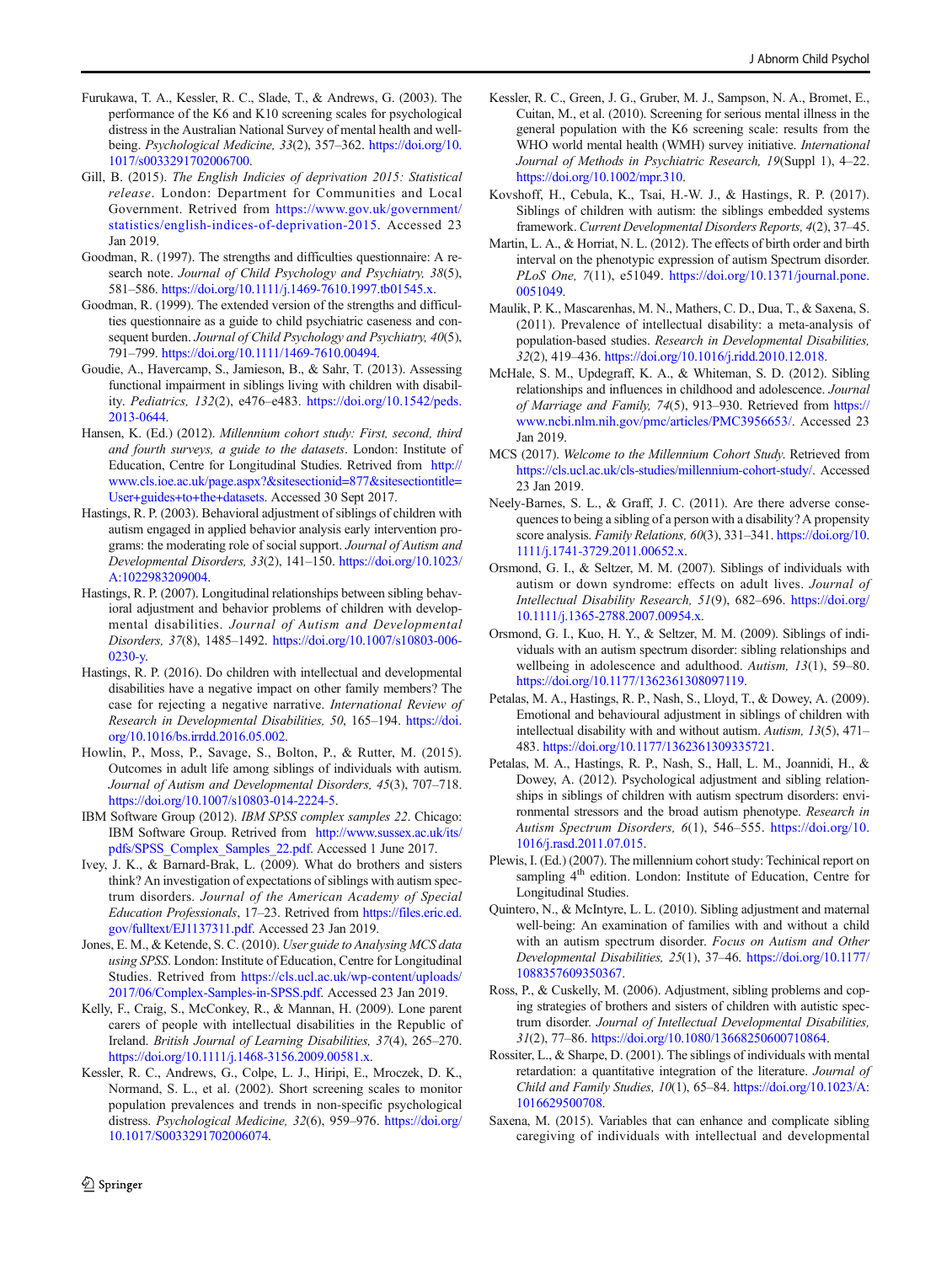Furukawa, T. A., Kessler, R. C., Slade, T., & Andrews, G. (2003). The performance of the K6 and K10 screening scales for psychological distress in the Australian National Survey of mental health and well-being. *Psychological Medicine, 33*(2), 357–362. https://doi.org/10.1017/s0033291702006700.

Gill, B. (2015). *The English Indicies of deprivation 2015: Statistical release*. London: Department for Communities and Local Government. Retrived from https://www.gov.uk/government/statistics/english-indices-of-deprivation-2015. Accessed 23 Jan 2019.

Goodman, R. (1997). The strengths and difficulties questionnaire: A research note. *Journal of Child Psychology and Psychiatry, 38*(5), 581–586. https://doi.org/10.1111/j.1469-7610.1997.tb01545.x.

Goodman, R. (1999). The extended version of the strengths and difficulties questionnaire as a guide to child psychiatric caseness and consequent burden. *Journal of Child Psychology and Psychiatry, 40*(5), 791–799. https://doi.org/10.1111/1469-7610.00494.

Goudie, A., Havercamp, S., Jamieson, B., & Sahr, T. (2013). Assessing functional impairment in siblings living with children with disability. *Pediatrics, 132*(2), e476–e483. https://doi.org/10.1542/peds.2013-0644.

Hansen, K. (Ed.) (2012). *Millennium cohort study: First, second, third and fourth surveys, a guide to the datasets*. London: Institute of Education, Centre for Longitudinal Studies. Retrived from http://www.cls.ioe.ac.uk/page.aspx?&sitesectionid=877&sitesectiontitle=User+guides+to+the+datasets. Accessed 30 Sept 2017.

Hastings, R. P. (2003). Behavioral adjustment of siblings of children with autism engaged in applied behavior analysis early intervention programs: the moderating role of social support. *Journal of Autism and Developmental Disorders, 33*(2), 141–150. https://doi.org/10.1023/A:1022983209004.

Hastings, R. P. (2007). Longitudinal relationships between sibling behavioral adjustment and behavior problems of children with developmental disabilities. *Journal of Autism and Developmental Disorders, 37*(8), 1485–1492. https://doi.org/10.1007/s10803-006-0230-y.

Hastings, R. P. (2016). Do children with intellectual and developmental disabilities have a negative impact on other family members? The case for rejecting a negative narrative. *International Review of Research in Developmental Disabilities, 50*, 165–194. https://doi.org/10.1016/bs.irrdd.2016.05.002.

Howlin, P., Moss, P., Savage, S., Bolton, P., & Rutter, M. (2015). Outcomes in adult life among siblings of individuals with autism. *Journal of Autism and Developmental Disorders, 45*(3), 707–718. https://doi.org/10.1007/s10803-014-2224-5.

IBM Software Group (2012). *IBM SPSS complex samples 22*. Chicago: IBM Software Group. Retrived from http://www.sussex.ac.uk/its/pdfs/SPSS_Complex_Samples_22.pdf. Accessed 1 June 2017.

Ivey, J. K., & Barnard-Brak, L. (2009). What do brothers and sisters think? An investigation of expectations of siblings with autism spectrum disorders. *Journal of the American Academy of Special Education Professionals*, 17–23. Retrieved from https://files.eric.ed.gov/fulltext/EJ1137311.pdf. Accessed 23 Jan 2019.

Jones, E. M., & Ketende, S. C. (2010). *User guide to Analysing MCS data using SPSS*. London: Institute of Education, Centre for Longitudinal Studies. Retrieved from https://cls.ucl.ac.uk/wp-content/uploads/2017/06/Complex-Samples-in-SPSS.pdf. Accessed 23 Jan 2019.

Kelly, F., Craig, S., McConkey, R., & Mannan, H. (2009). Lone parent carers of people with intellectual disabilities in the Republic of Ireland. *British Journal of Learning Disabilities, 37*(4), 265–270. https://doi.org/10.1111/j.1468-3156.2009.00581.x.

Kessler, R. C., Andrews, G., Colpe, L. J., Hiripi, E., Mroczek, D. K., Normand, S. L., et al. (2002). Short screening scales to monitor population prevalences and trends in non-specific psychological distress. *Psychological Medicine, 32*(6), 959–976. https://doi.org/10.1017/S0033291702006074.

Kessler, R. C., Green, J. G., Gruber, M. J., Sampson, N. A., Bromet, E., Cuitan, M., et al. (2010). Screening for serious mental illness in the general population with the K6 screening scale: results from the WHO world mental health (WMH) survey initiative. *International Journal of Methods in Psychiatric Research, 19*(Suppl 1), 4–22. https://doi.org/10.1002/mpr.310.

Kovshoff, H., Cebula, K., Tsai, H.-W. J., & Hastings, R. P. (2017). Siblings of children with autism: the siblings embedded systems framework. *Current Developmental Disorders Reports, 4*(2), 37–45.

Martin, L. A., & Horriat, N. L. (2012). The effects of birth order and birth interval on the phenotypic expression of autism Spectrum disorder. *PLoS One, 7*(11), e51049. https://doi.org/10.1371/journal.pone.0051049.

Maulik, P. K., Mascarenhas, M. N., Mathers, C. D., Dua, T., & Saxena, S. (2011). Prevalence of intellectual disability: a meta-analysis of population-based studies. *Research in Developmental Disabilities, 32*(2), 419–436. https://doi.org/10.1016/j.ridd.2010.12.018.

McHale, S. M., Updegraff, K. A., & Whiteman, S. D. (2012). Sibling relationships and influences in childhood and adolescence. *Journal of Marriage and Family, 74*(5), 913–930. Retrieved from https://www.ncbi.nlm.nih.gov/pmc/articles/PMC3956653/. Accessed 23 Jan 2019.

MCS (2017). *Welcome to the Millennium Cohort Study*. Retrieved from https://cls.ucl.ac.uk/cls-studies/millennium-cohort-study/. Accessed 23 Jan 2019.

Neely-Barnes, S. L., & Graff, J. C. (2011). Are there adverse consequences to being a sibling of a person with a disability? A propensity score analysis. *Family Relations, 60*(3), 331–341. https://doi.org/10.1111/j.1741-3729.2011.00652.x.

Orsmond, G. I., & Seltzer, M. M. (2007). Siblings of individuals with autism or down syndrome: effects on adult lives. *Journal of Intellectual Disability Research, 51*(9), 682–696. https://doi.org/10.1111/j.1365-2788.2007.00954.x.

Orsmond, G. I., Kuo, H. Y., & Seltzer, M. M. (2009). Siblings of individuals with an autism spectrum disorder: sibling relationships and wellbeing in adolescence and adulthood. *Autism, 13*(1), 59–80. https://doi.org/10.1177/1362361308097119.

Petalas, M. A., Hastings, R. P., Nash, S., Lloyd, T., & Dowey, A. (2009). Emotional and behavioural adjustment in siblings of children with intellectual disability with and without autism. *Autism, 13*(5), 471–483. https://doi.org/10.1177/1362361309335721.

Petalas, M. A., Hastings, R. P., Nash, S., Hall, L. M., Joannidi, H., & Dowey, A. (2012). Psychological adjustment and sibling relationships in siblings of children with autism spectrum disorders: environmental stressors and the broad autism phenotype. *Research in Autism Spectrum Disorders, 6*(1), 546–555. https://doi.org/10.1016/j.rasd.2011.07.015.

Plewis, I. (Ed.) (2007). The millennium cohort study: Techinical report on sampling 4th edition. London: Institute of Education, Centre for Longitudinal Studies.

Quintero, N., & McIntyre, L. L. (2010). Sibling adjustment and maternal well-being: An examination of families with and without a child with an autism spectrum disorder. *Focus on Autism and Other Developmental Disabilities, 25*(1), 37–46. https://doi.org/10.1177/1088357609350367.

Ross, P., & Cuskelly, M. (2006). Adjustment, sibling problems and coping strategies of brothers and sisters of children with autistic spectrum disorder. *Journal of Intellectual Developmental Disabilities, 31*(2), 77–86. https://doi.org/10.1080/13668250600710864.

Rossiter, L., & Sharpe, D. (2001). The siblings of individuals with mental retardation: a quantitative integration of the literature. *Journal of Child and Family Studies, 10*(1), 65–84. https://doi.org/10.1023/A:1016629500708.

Saxena, M. (2015). Variables that can enhance and complicate sibling caregiving of individuals with intellectual and developmental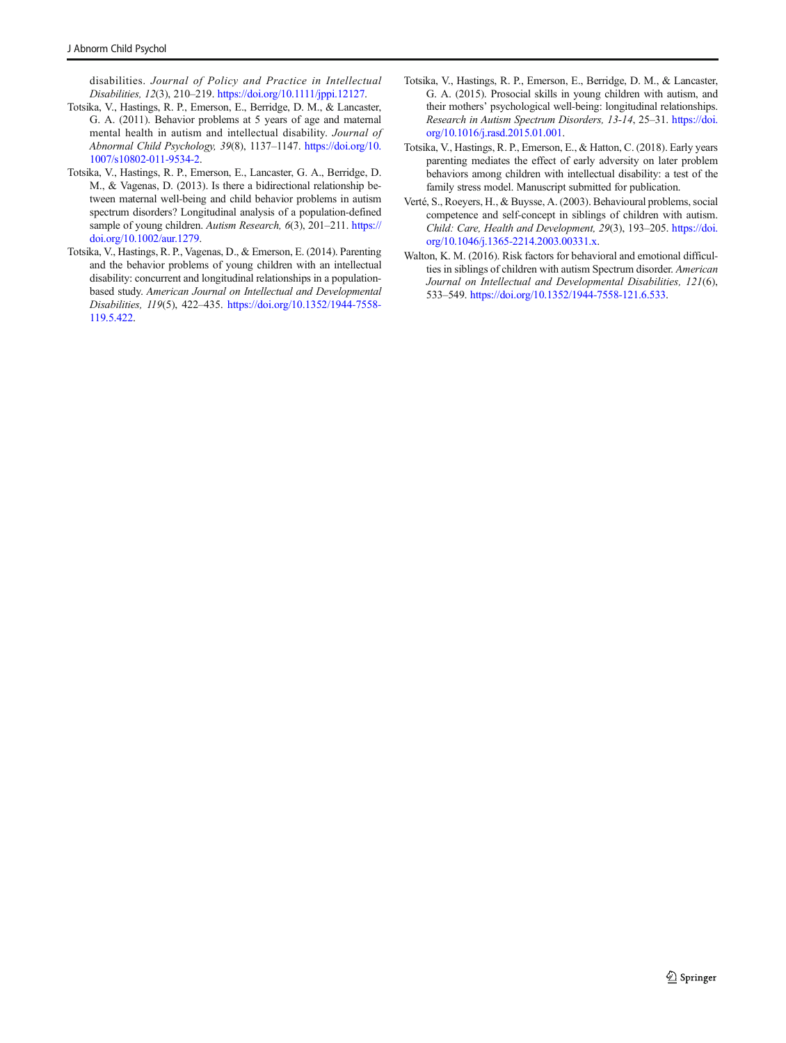disabilities. *Journal of Policy and Practice in Intellectual Disabilities, 12*(3), 210–219. https://doi.org/10.1111/jppi.12127.

Totsika, V., Hastings, R. P., Emerson, E., Berridge, D. M., & Lancaster, G. A. (2011). Behavior problems at 5 years of age and maternal mental health in autism and intellectual disability. *Journal of Abnormal Child Psychology, 39*(8), 1137–1147. https://doi.org/10.1007/s10802-011-9534-2.

Totsika, V., Hastings, R. P., Emerson, E., Lancaster, G. A., Berridge, D. M., & Vagenas, D. (2013). Is there a bidirectional relationship between maternal well-being and child behavior problems in autism spectrum disorders? Longitudinal analysis of a population-defined sample of young children. *Autism Research, 6*(3), 201–211. https://doi.org/10.1002/aur.1279.

Totsika, V., Hastings, R. P., Vagenas, D., & Emerson, E. (2014). Parenting and the behavior problems of young children with an intellectual disability: concurrent and longitudinal relationships in a population-based study. *American Journal on Intellectual and Developmental Disabilities, 119*(5), 422–435. https://doi.org/10.1352/1944-7558-119.5.422.

Totsika, V., Hastings, R. P., Emerson, E., Berridge, D. M., & Lancaster, G. A. (2015). Prosocial skills in young children with autism, and their mothers' psychological well-being: longitudinal relationships. *Research in Autism Spectrum Disorders, 13-14*, 25–31. https://doi.org/10.1016/j.rasd.2015.01.001.

Totsika, V., Hastings, R. P., Emerson, E., & Hatton, C. (2018). Early years parenting mediates the effect of early adversity on later problem behaviors among children with intellectual disability: a test of the family stress model. Manuscript submitted for publication.

Verté, S., Roeyers, H., & Buysse, A. (2003). Behavioural problems, social competence and self-concept in siblings of children with autism. *Child: Care, Health and Development, 29*(3), 193–205. https://doi.org/10.1046/j.1365-2214.2003.00331.x.

Walton, K. M. (2016). Risk factors for behavioral and emotional difficulties in siblings of children with autism Spectrum disorder. *American Journal on Intellectual and Developmental Disabilities, 121*(6), 533–549. https://doi.org/10.1352/1944-7558-121.6.533.